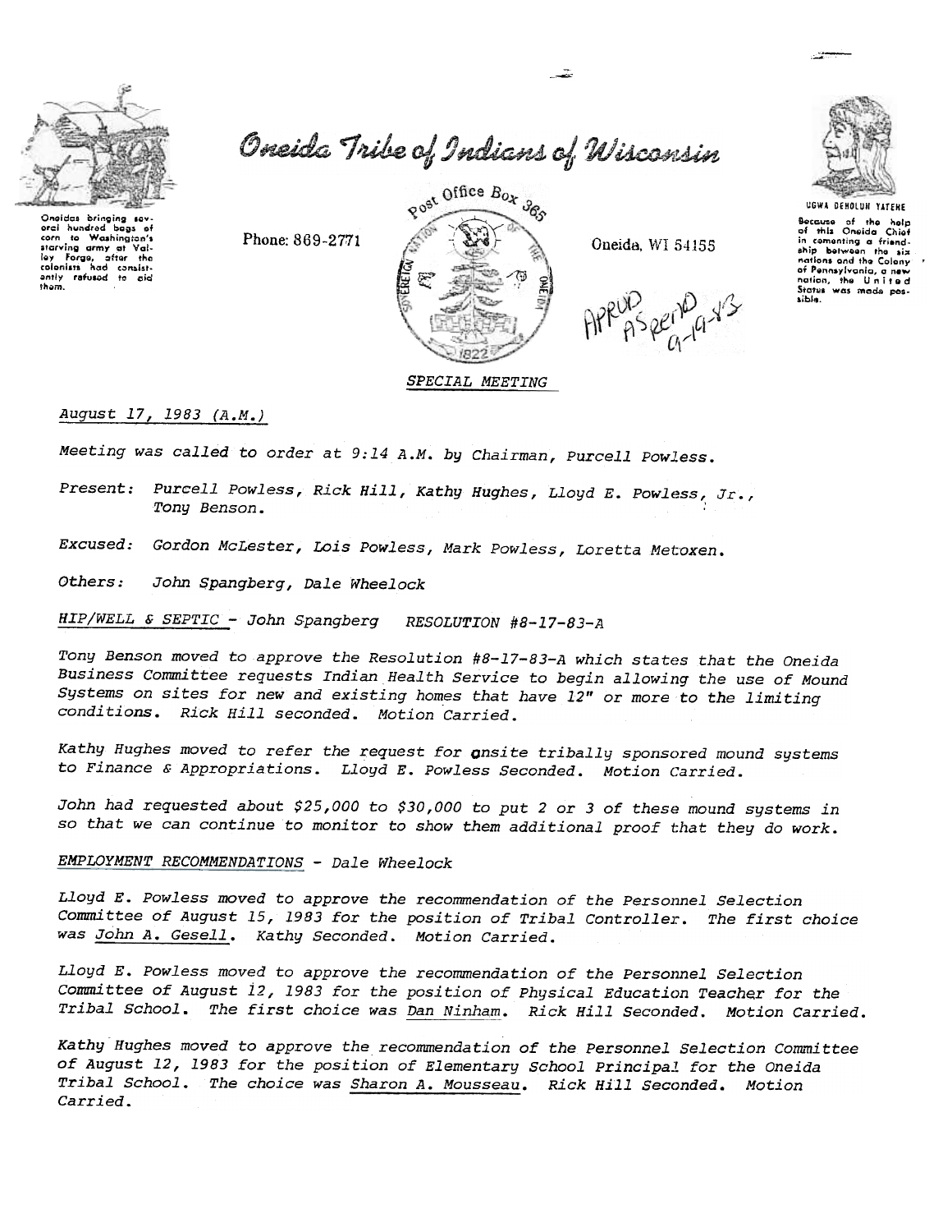# Oneida Tribe of Indians of Wisconsin

Oneidas bringing several hundred bags of corn to Washington's starving army at Valley Forge, after the colonists had consistently refused to aid them.

Phone: 869-2771

Post Office Box 365

Oneida, WI 54155

UGWA DEHOLUH YATEHE

Because of the help of this Oneida Chief in cementing a friendship between the six nations and the Colony of Pennsylvania, a new nation, the United States was made possible.

APPRVD AS RERD 9-19-83

*SPECIAL MEETING*

*August 17, 1983 (A.M.)*

*Meeting was called to order at 9:14 A.M. by Chairman, Purcell Powless.*

*Present: Purcell Powless, Rick Hill, Kathy Hughes, Lloyd E. Powless, Jr., Tony Benson.*

*Excused: Gordon McLester, Lois Powless, Mark Powless, Loretta Metoxen.*

*Others: John Spangberg, Dale Wheelock*

*HIP/WELL & SEPTIC - John Spangberg RESOLUTION #8-17-83-A*

*Tony Benson moved to approve the Resolution #8-17-83-A which states that the Oneida Business Committee requests Indian Health Service to begin allowing the use of Mound Systems on sites for new and existing homes that have 12" or more to the limiting conditions. Rick Hill seconded. Motion Carried.*

*Kathy Hughes moved to refer the request for onsite tribally sponsored mound systems to Finance & Appropriations. Lloyd E. Powless Seconded. Motion Carried.*

*John had requested about $25,000 to $30,000 to put 2 or 3 of these mound systems in so that we can continue to monitor to show them additional proof that they do work.*

*EMPLOYMENT RECOMMENDATIONS - Dale Wheelock*

*Lloyd E. Powless moved to approve the recommendation of the Personnel Selection Committee of August 15, 1983 for the position of Tribal Controller. The first choice was John A. Gesell. Kathy Seconded. Motion Carried.*

*Lloyd E. Powless moved to approve the recommendation of the Personnel Selection Committee of August 12, 1983 for the position of Physical Education Teacher for the Tribal School. The first choice was Dan Ninham. Rick Hill Seconded. Motion Carried.*

*Kathy Hughes moved to approve the recommendation of the Personnel Selection Committee of August 12, 1983 for the position of Elementary School Principal for the Oneida Tribal School. The choice was Sharon A. Mousseau. Rick Hill Seconded. Motion Carried.*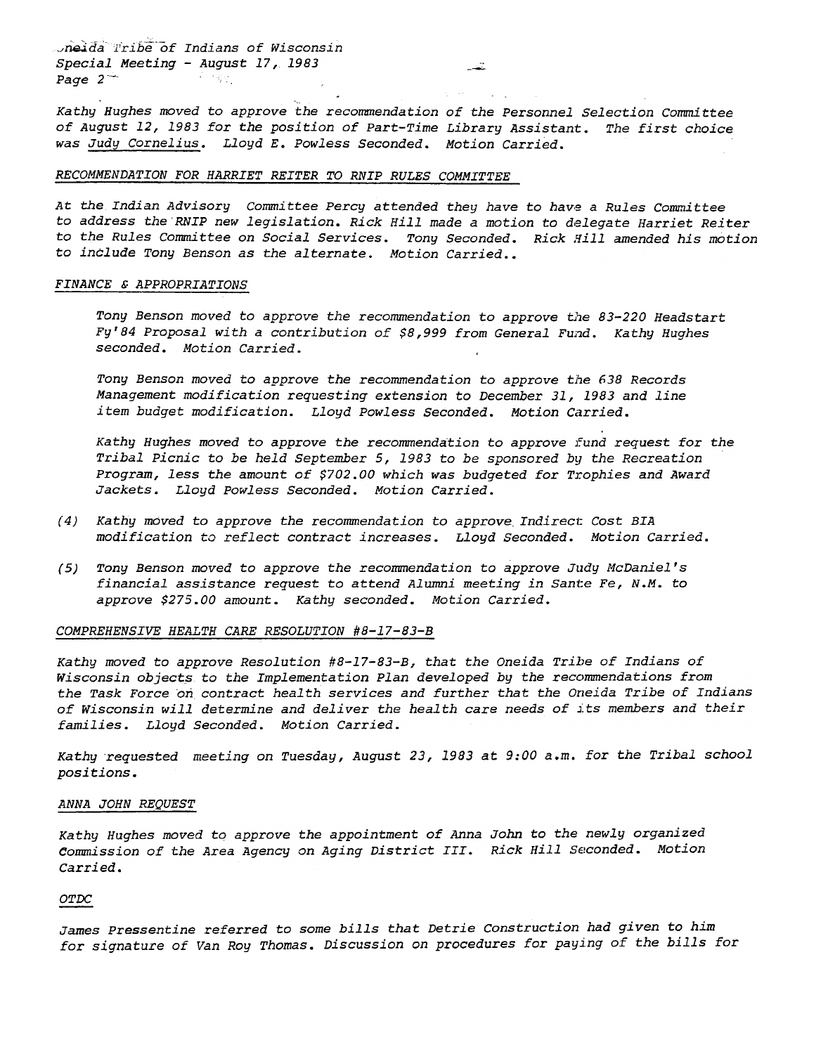*Kathy Hughes moved to approve the recommendation of the Personnel Selection Committee of August 12, 1983 for the position of Part-Time Library Assistant. The first choice was Judy Cornelius. Lloyd E. Powless Seconded. Motion Carried.*

### *RECOMMENDATION FOR HARRIET REITER TO RNIP RULES COMMITTEE*

*At the Indian Advisory Committee Percy attended they have to have a Rules Committee to address the RNIP new legislation. Rick Hill made a motion to delegate Harriet Reiter to the Rules Committee on Social Services. Tony Seconded. Rick Hill amended his motion to include Tony Benson as the alternate. Motion Carried..*

### *FINANCE & APPROPRIATIONS*

*Tony Benson moved to approve the recommendation to approve the 83-220 Headstart Fy'84 Proposal with a contribution of $8,999 from General Fund. Kathy Hughes seconded. Motion Carried.*

*Tony Benson moved to approve the recommendation to approve the 638 Records Management modification requesting extension to December 31, 1983 and line item budget modification. Lloyd Powless Seconded. Motion Carried.*

*Kathy Hughes moved to approve the recommendation to approve fund request for the Tribal Picnic to be held September 5, 1983 to be sponsored by the Recreation Program, less the amount of $702.00 which was budgeted for Trophies and Award Jackets. Lloyd Powless Seconded. Motion Carried.*

*(4) Kathy moved to approve the recommendation to approve Indirect Cost BIA modification to reflect contract increases. Lloyd Seconded. Motion Carried.*

*(5) Tony Benson moved to approve the recommendation to approve Judy McDaniel's financial assistance request to attend Alumni meeting in Sante Fe, N.M. to approve $275.00 amount. Kathy seconded. Motion Carried.*

### *COMPREHENSIVE HEALTH CARE RESOLUTION #8-17-83-B*

*Kathy moved to approve Resolution #8-17-83-B, that the Oneida Tribe of Indians of Wisconsin objects to the Implementation Plan developed by the recommendations from the Task Force on contract health services and further that the Oneida Tribe of Indians of Wisconsin will determine and deliver the health care needs of its members and their families. Lloyd Seconded. Motion Carried.*

*Kathy requested meeting on Tuesday, August 23, 1983 at 9:00 a.m. for the Tribal school positions.*

### *ANNA JOHN REQUEST*

*Kathy Hughes moved to approve the appointment of Anna John to the newly organized Commission of the Area Agency on Aging District III. Rick Hill Seconded. Motion Carried.*

### *OTDC*

*James Pressentine referred to some bills that Detrie Construction had given to him for signature of Van Roy Thomas. Discussion on procedures for paying of the bills for*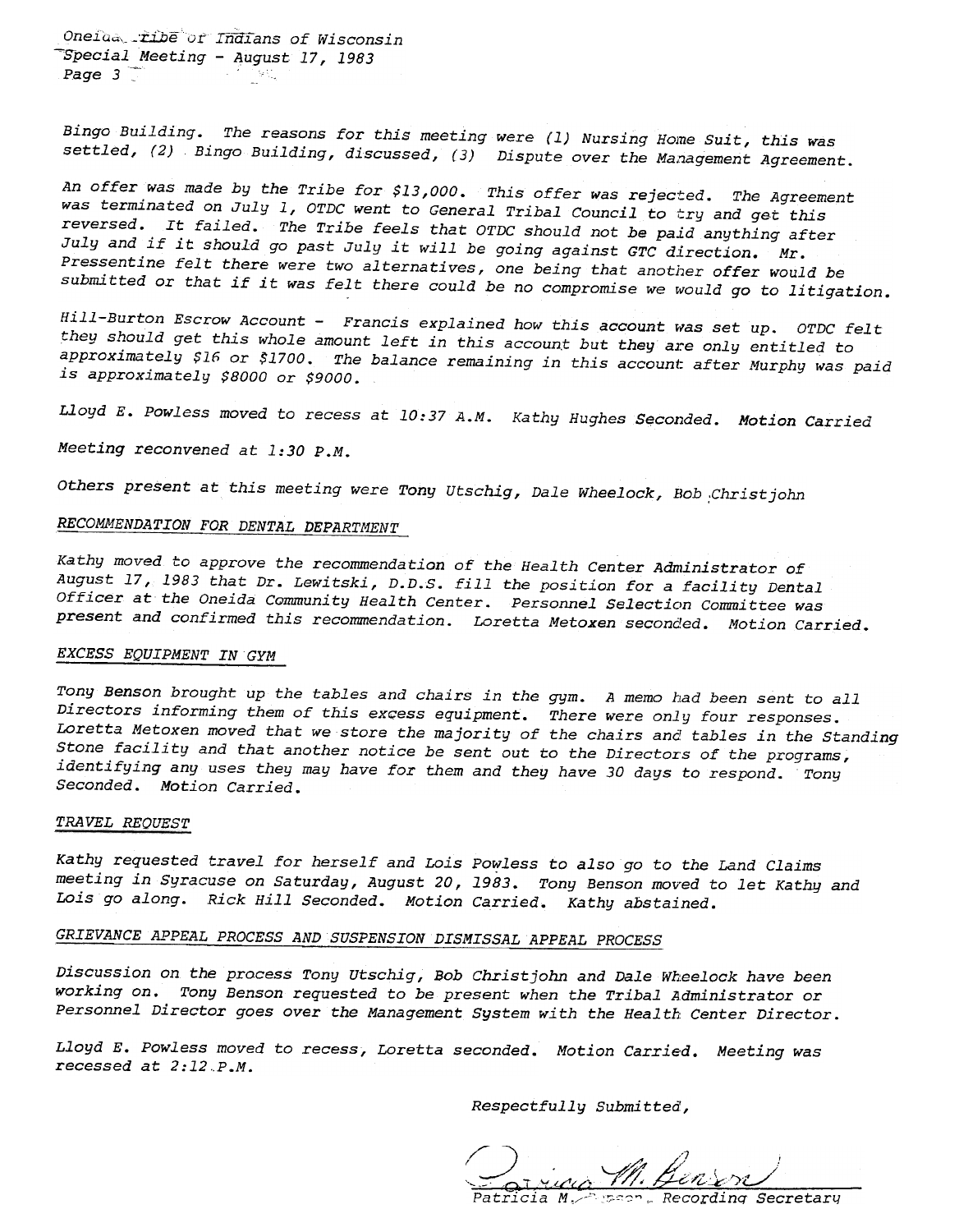Bingo Building. The reasons for this meeting were (1) Nursing Home Suit, this was settled, (2) Bingo Building, discussed, (3) Dispute over the Management Agreement.

An offer was made by the Tribe for $13,000. This offer was rejected. The Agreement was terminated on July 1, OTDC went to General Tribal Council to try and get this reversed. It failed. The Tribe feels that OTDC should not be paid anything after July and if it should go past July it will be going against GTC direction. Mr. Pressentine felt there were two alternatives, one being that another offer would be submitted or that if it was felt there could be no compromise we would go to litigation.

Hill-Burton Escrow Account - Francis explained how this account was set up. OTDC felt they should get this whole amount left in this account but they are only entitled to approximately $16 or $1700. The balance remaining in this account after Murphy was paid is approximately $8000 or $9000.

Lloyd E. Powless moved to recess at 10:37 A.M. Kathy Hughes Seconded. Motion Carried

Meeting reconvened at 1:30 P.M.

Others present at this meeting were Tony Utschig, Dale Wheelock, Bob Christjohn

## RECOMMENDATION FOR DENTAL DEPARTMENT

Kathy moved to approve the recommendation of the Health Center Administrator of August 17, 1983 that Dr. Lewitski, D.D.S. fill the position for a facility Dental Officer at the Oneida Community Health Center. Personnel Selection Committee was present and confirmed this recommendation. Loretta Metoxen seconded. Motion Carried.

## EXCESS EQUIPMENT IN GYM

Tony Benson brought up the tables and chairs in the gym. A memo had been sent to all Directors informing them of this excess equipment. There were only four responses. Loretta Metoxen moved that we store the majority of the chairs and tables in the Standing Stone facility and that another notice be sent out to the Directors of the programs, identifying any uses they may have for them and they have 30 days to respond. Tony Seconded. Motion Carried.

## TRAVEL REQUEST

Kathy requested travel for herself and Lois Powless to also go to the Land Claims meeting in Syracuse on Saturday, August 20, 1983. Tony Benson moved to let Kathy and Lois go along. Rick Hill Seconded. Motion Carried. Kathy abstained.

## GRIEVANCE APPEAL PROCESS AND SUSPENSION DISMISSAL APPEAL PROCESS

Discussion on the process Tony Utschig, Bob Christjohn and Dale Wheelock have been working on. Tony Benson requested to be present when the Tribal Administrator or Personnel Director goes over the Management System with the Health Center Director.

Lloyd E. Powless moved to recess, Loretta seconded. Motion Carried. Meeting was recessed at 2:12 P.M.

Respectfully Submitted,

Patricia M. Benson

Patricia M. Benson, Recording Secretary